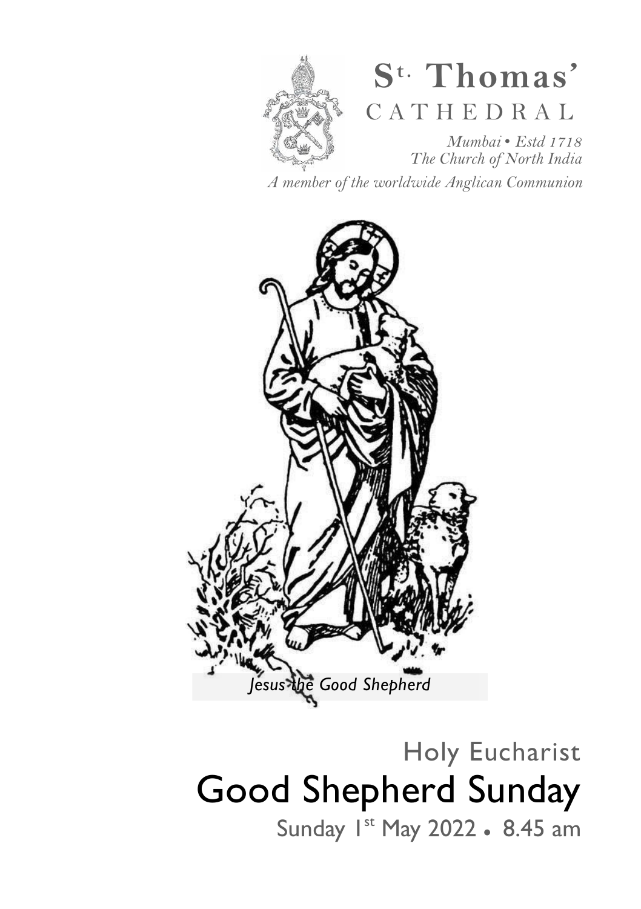# St. Thomas' CATHEDRAL

*Mumbai • Estd 1718*
*The Church of North India*

*A member of the worldwide Anglican Communion*

*Jesus the Good Shepherd*

## Holy Eucharist

# Good Shepherd Sunday

Sunday 1st May 2022 • 8.45 am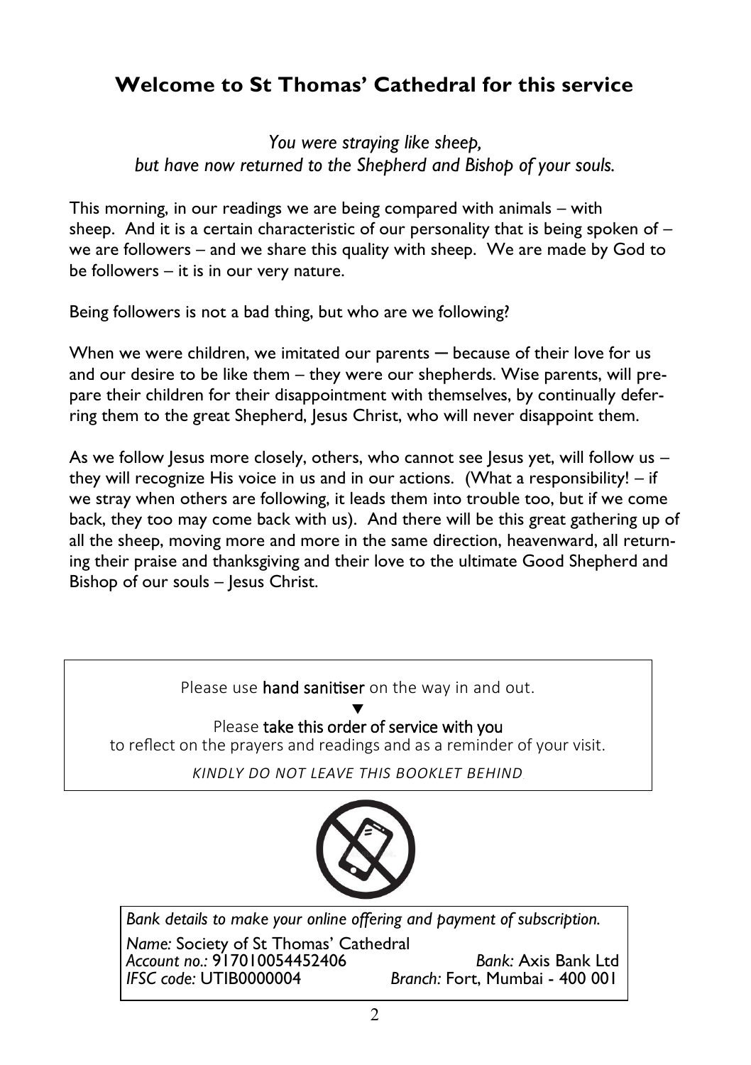## Welcome to St Thomas' Cathedral for this service

*You were straying like sheep,*
*but have now returned to the Shepherd and Bishop of your souls.*

This morning, in our readings we are being compared with animals – with sheep. And it is a certain characteristic of our personality that is being spoken of – we are followers – and we share this quality with sheep. We are made by God to be followers – it is in our very nature.

Being followers is not a bad thing, but who are we following?

When we were children, we imitated our parents — because of their love for us and our desire to be like them – they were our shepherds. Wise parents, will prepare their children for their disappointment with themselves, by continually deferring them to the great Shepherd, Jesus Christ, who will never disappoint them.

As we follow Jesus more closely, others, who cannot see Jesus yet, will follow us – they will recognize His voice in us and in our actions. (What a responsibility! – if we stray when others are following, it leads them into trouble too, but if we come back, they too may come back with us). And there will be this great gathering up of all the sheep, moving more and more in the same direction, heavenward, all returning their praise and thanksgiving and their love to the ultimate Good Shepherd and Bishop of our souls – Jesus Christ.

Please use **hand sanitiser** on the way in and out.

▼

Please **take this order of service with you**
to reflect on the prayers and readings and as a reminder of your visit.

*KINDLY DO NOT LEAVE THIS BOOKLET BEHIND*

*Bank details to make your online offering and payment of subscription.*

*Name:* Society of St Thomas' Cathedral
*Account no.:* 917010054452406 *Bank:* Axis Bank Ltd
*IFSC code:* UTIB0000004 *Branch:* Fort, Mumbai - 400 001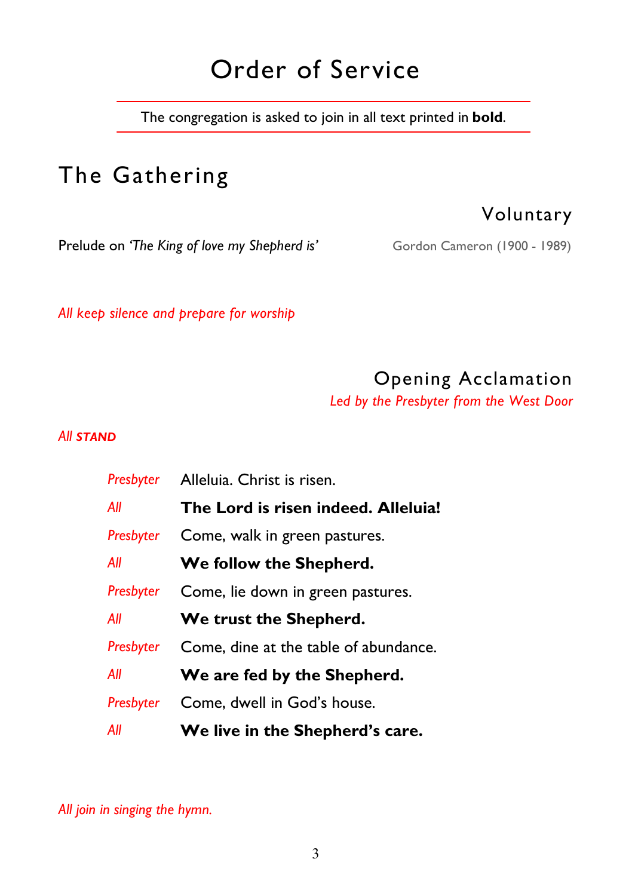# Order of Service

The congregation is asked to join in all text printed in **bold**.

## The Gathering

### Voluntary

Prelude on *'The King of love my Shepherd is'* Gordon Cameron (1900 - 1989)

*All keep silence and prepare for worship*

### Opening Acclamation

*Led by the Presbyter from the West Door*

*All* ***STAND***

*Presbyter* Alleluia. Christ is risen.

*All* **The Lord is risen indeed. Alleluia!**

*Presbyter* Come, walk in green pastures.

*All* **We follow the Shepherd.**

*Presbyter* Come, lie down in green pastures.

*All* **We trust the Shepherd.**

*Presbyter* Come, dine at the table of abundance.

*All* **We are fed by the Shepherd.**

*Presbyter* Come, dwell in God's house.

*All* **We live in the Shepherd's care.**

*All join in singing the hymn.*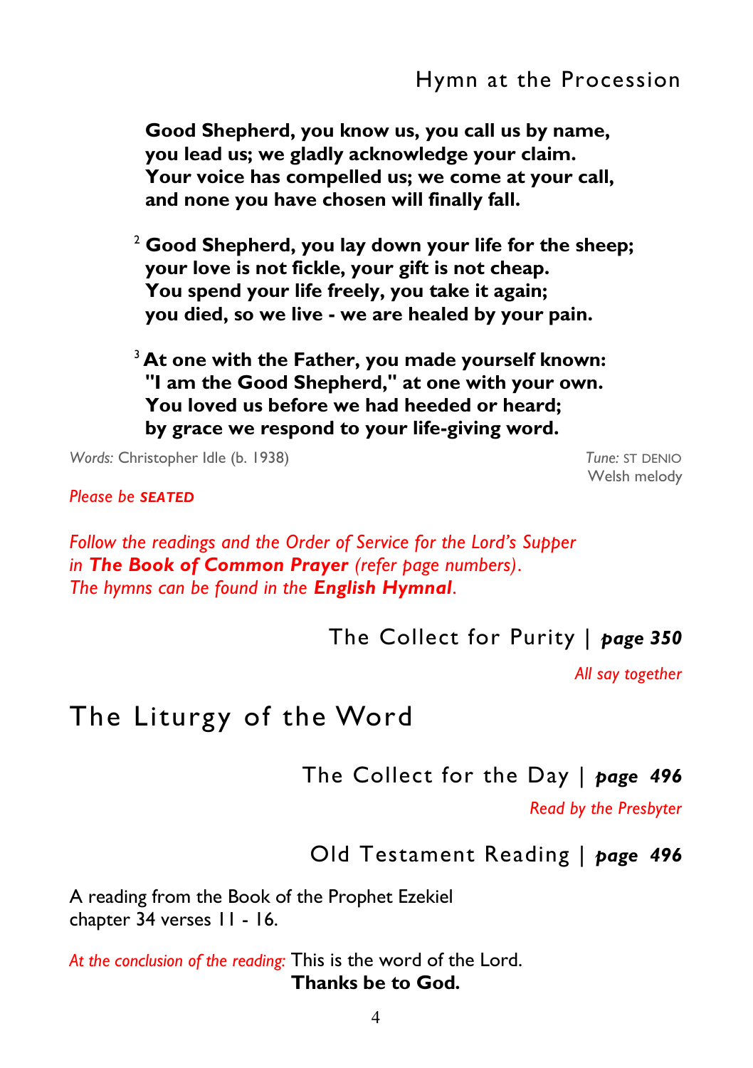## Hymn at the Procession

**Good Shepherd, you know us, you call us by name,**
**you lead us; we gladly acknowledge your claim.**
**Your voice has compelled us; we come at your call,**
**and none you have chosen will finally fall.**

2 **Good Shepherd, you lay down your life for the sheep;**
**your love is not fickle, your gift is not cheap.**
**You spend your life freely, you take it again;**
**you died, so we live - we are healed by your pain.**

3 **At one with the Father, you made yourself known:**
**"I am the Good Shepherd," at one with your own.**
**You loved us before we had heeded or heard;**
**by grace we respond to your life-giving word.**

*Words:* Christopher Idle (b. 1938) — *Tune:* ST DENIO, Welsh melody

*Please be* ***SEATED***

*Follow the readings and the Order of Service for the Lord's Supper in* ***The Book of Common Prayer*** *(refer page numbers).*
*The hymns can be found in the* ***English Hymnal***.

## The Collect for Purity | *page 350*

*All say together*

# The Liturgy of the Word

## The Collect for the Day | *page 496*

*Read by the Presbyter*

## Old Testament Reading | *page 496*

A reading from the Book of the Prophet Ezekiel
chapter 34 verses 11 - 16.

*At the conclusion of the reading:* This is the word of the Lord.
**Thanks be to God.**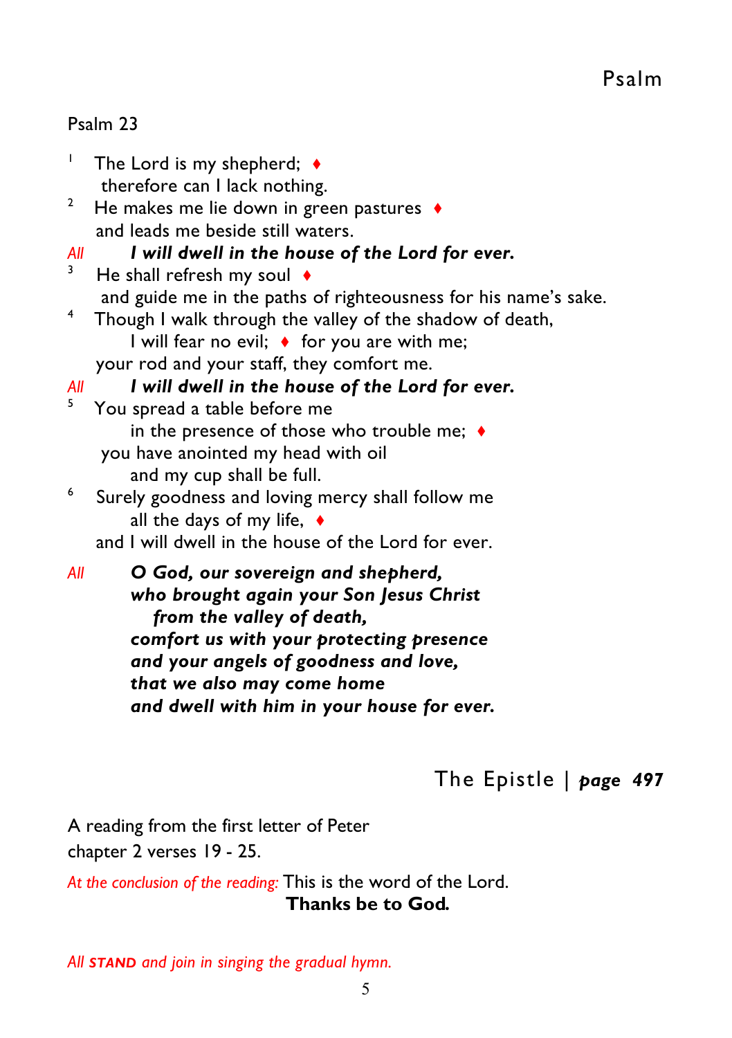## Psalm

Psalm 23

[1] The Lord is my shepherd; ♦
therefore can I lack nothing.

[2] He makes me lie down in green pastures ♦
and leads me beside still waters.

*All* ***I will dwell in the house of the Lord for ever.***

[3] He shall refresh my soul ♦
and guide me in the paths of righteousness for his name's sake.

[4] Though I walk through the valley of the shadow of death,
I will fear no evil; ♦ for you are with me;
your rod and your staff, they comfort me.

*All* ***I will dwell in the house of the Lord for ever.***

[5] You spread a table before me
in the presence of those who trouble me; ♦
you have anointed my head with oil
and my cup shall be full.

[6] Surely goodness and loving mercy shall follow me
all the days of my life, ♦
and I will dwell in the house of the Lord for ever.

*All* ***O God, our sovereign and shepherd,***
***who brought again your Son Jesus Christ***
***from the valley of death,***
***comfort us with your protecting presence***
***and your angels of goodness and love,***
***that we also may come home***
***and dwell with him in your house for ever.***

## The Epistle | *page 497*

A reading from the first letter of Peter
chapter 2 verses 19 - 25.

*At the conclusion of the reading:* This is the word of the Lord.
**Thanks be to God.**

*All **STAND** and join in singing the gradual hymn.*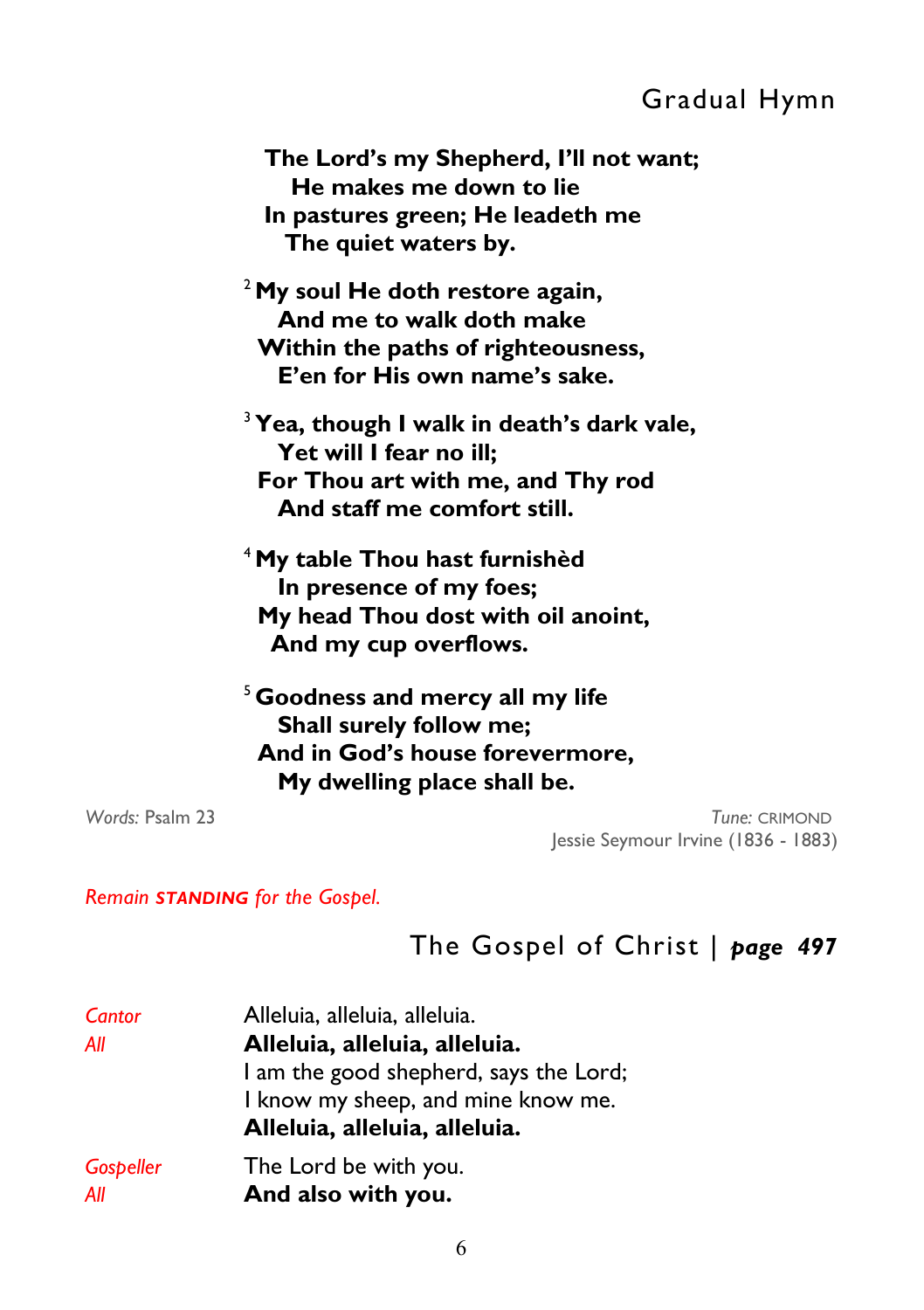## Gradual Hymn

**The Lord's my Shepherd, I'll not want;**
**He makes me down to lie**
**In pastures green; He leadeth me**
**The quiet waters by.**

2 **My soul He doth restore again,**
**And me to walk doth make**
**Within the paths of righteousness,**
**E'en for His own name's sake.**

3 **Yea, though I walk in death's dark vale,**
**Yet will I fear no ill;**
**For Thou art with me, and Thy rod**
**And staff me comfort still.**

4 **My table Thou hast furnishèd**
**In presence of my foes;**
**My head Thou dost with oil anoint,**
**And my cup overflows.**

5 **Goodness and mercy all my life**
**Shall surely follow me;**
**And in God's house forevermore,**
**My dwelling place shall be.**

*Words:* Psalm 23

*Tune:* CRIMOND
Jessie Seymour Irvine (1836 - 1883)

*Remain **STANDING** for the Gospel.*

## The Gospel of Christ | *page 497*

| | |
|---|---|
| *Cantor* | Alleluia, alleluia, alleluia. |
| *All* | **Alleluia, alleluia, alleluia.** |
| | I am the good shepherd, says the Lord; |
| | I know my sheep, and mine know me. |
| | **Alleluia, alleluia, alleluia.** |
| *Gospeller* | The Lord be with you. |
| *All* | **And also with you.** |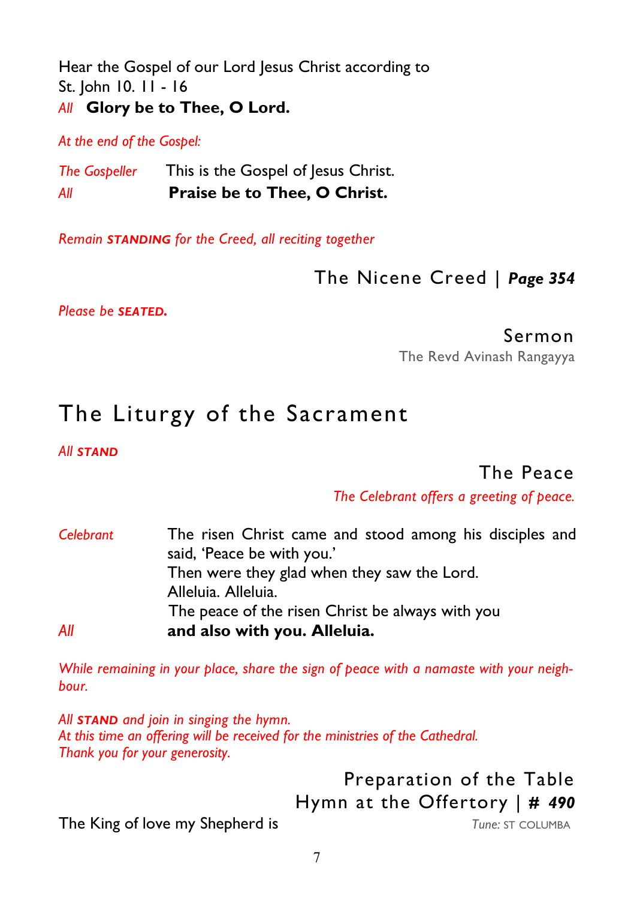Hear the Gospel of our Lord Jesus Christ according to St. John 10. 11 - 16

*All* **Glory be to Thee, O Lord.**

*At the end of the Gospel:*

*The Gospeller* This is the Gospel of Jesus Christ.

*All* **Praise be to Thee, O Christ.**

*Remain* ***STANDING*** *for the Creed, all reciting together*

### The Nicene Creed | *Page 354*

*Please be* ***SEATED.***

### Sermon

The Revd Avinash Rangayya

## The Liturgy of the Sacrament

*All* ***STAND***

### The Peace

*The Celebrant offers a greeting of peace.*

*Celebrant* The risen Christ came and stood among his disciples and said, 'Peace be with you.'
Then were they glad when they saw the Lord.
Alleluia. Alleluia.
The peace of the risen Christ be always with you

*All* **and also with you. Alleluia.**

*While remaining in your place, share the sign of peace with a namaste with your neighbour.*

*All* ***STAND*** *and join in singing the hymn.*
*At this time an offering will be received for the ministries of the Cathedral.*
*Thank you for your generosity.*

### Preparation of the Table

### Hymn at the Offertory | *# 490*

The King of love my Shepherd is *Tune:* ST COLUMBA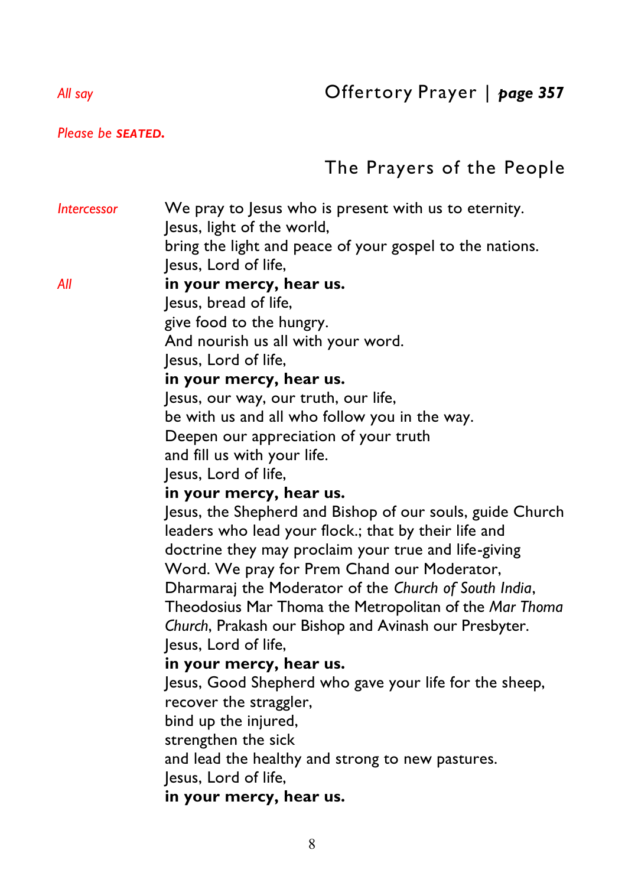*All say* Offertory Prayer | ***page 357***

*Please be* ***SEATED.***

## The Prayers of the People

*Intercessor* We pray to Jesus who is present with us to eternity.
Jesus, light of the world,
bring the light and peace of your gospel to the nations.
Jesus, Lord of life,

*All* **in your mercy, hear us.**

Jesus, bread of life,
give food to the hungry.
And nourish us all with your word.
Jesus, Lord of life,
**in your mercy, hear us.**

Jesus, our way, our truth, our life,
be with us and all who follow you in the way.
Deepen our appreciation of your truth
and fill us with your life.
Jesus, Lord of life,
**in your mercy, hear us.**

Jesus, the Shepherd and Bishop of our souls, guide Church leaders who lead your flock.; that by their life and doctrine they may proclaim your true and life-giving Word. We pray for Prem Chand our Moderator, Dharmaraj the Moderator of the *Church of South India*, Theodosius Mar Thoma the Metropolitan of the *Mar Thoma Church*, Prakash our Bishop and Avinash our Presbyter.
Jesus, Lord of life,
**in your mercy, hear us.**

Jesus, Good Shepherd who gave your life for the sheep,
recover the straggler,
bind up the injured,
strengthen the sick
and lead the healthy and strong to new pastures.
Jesus, Lord of life,
**in your mercy, hear us.**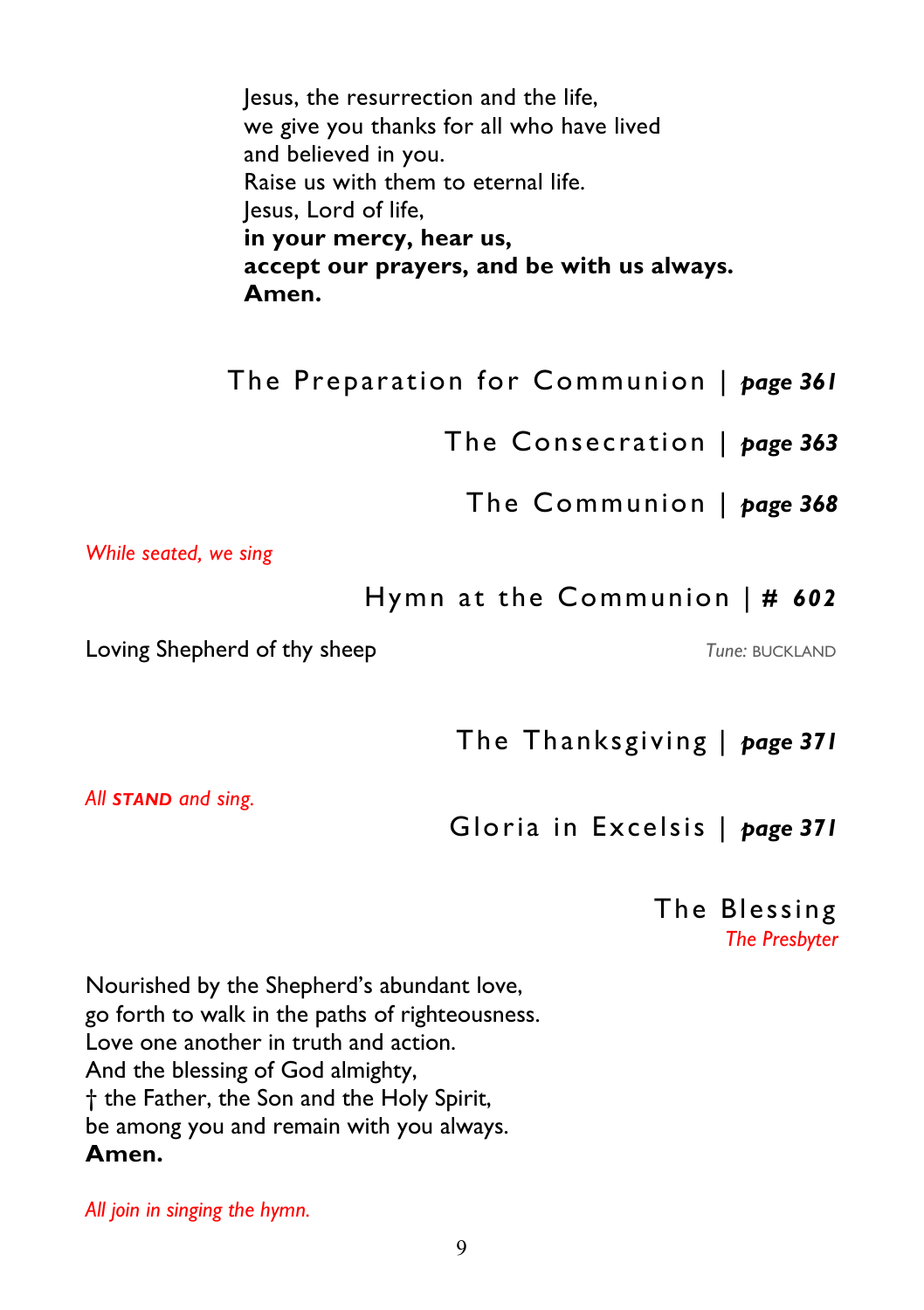Jesus, the resurrection and the life,
we give you thanks for all who have lived
and believed in you.
Raise us with them to eternal life.
Jesus, Lord of life,
**in your mercy, hear us,**
**accept our prayers, and be with us always.**
**Amen.**

## The Preparation for Communion | *page 361*

## The Consecration | *page 363*

## The Communion | *page 368*

*While seated, we sing*

## Hymn at the Communion | # *602*

Loving Shepherd of thy sheep — *Tune:* BUCKLAND

## The Thanksgiving | *page 371*

*All* ***STAND*** *and sing.*

## Gloria in Excelsis | *page 371*

## The Blessing

*The Presbyter*

Nourished by the Shepherd's abundant love,
go forth to walk in the paths of righteousness.
Love one another in truth and action.
And the blessing of God almighty,
† the Father, the Son and the Holy Spirit,
be among you and remain with you always.
**Amen.**

*All join in singing the hymn.*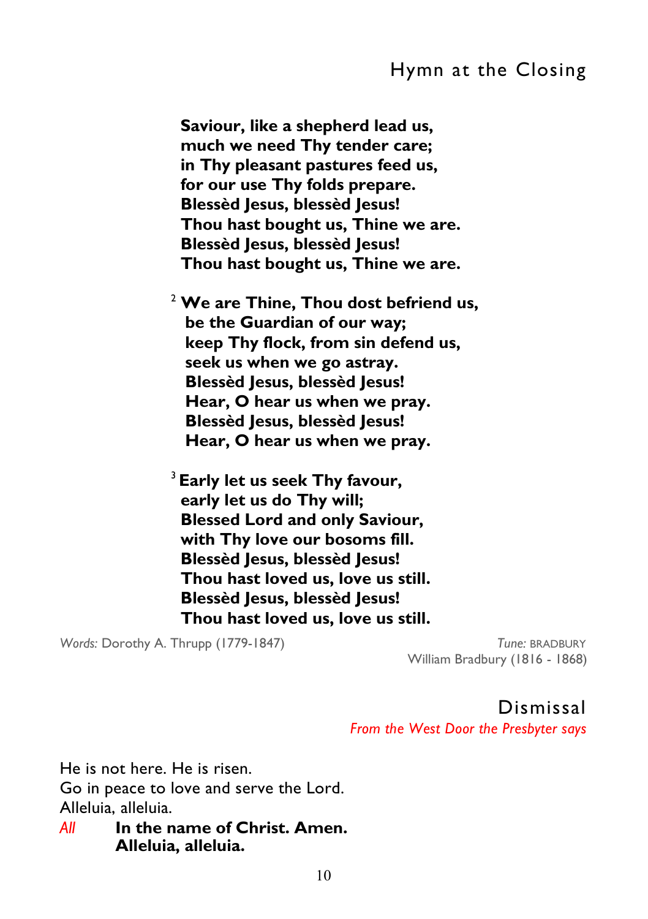## Hymn at the Closing

**Saviour, like a shepherd lead us,**
**much we need Thy tender care;**
**in Thy pleasant pastures feed us,**
**for our use Thy folds prepare.**
**Blessèd Jesus, blessèd Jesus!**
**Thou hast bought us, Thine we are.**
**Blessèd Jesus, blessèd Jesus!**
**Thou hast bought us, Thine we are.**

2 **We are Thine, Thou dost befriend us,**
**be the Guardian of our way;**
**keep Thy flock, from sin defend us,**
**seek us when we go astray.**
**Blessèd Jesus, blessèd Jesus!**
**Hear, O hear us when we pray.**
**Blessèd Jesus, blessèd Jesus!**
**Hear, O hear us when we pray.**

3 **Early let us seek Thy favour,**
**early let us do Thy will;**
**Blessed Lord and only Saviour,**
**with Thy love our bosoms fill.**
**Blessèd Jesus, blessèd Jesus!**
**Thou hast loved us, love us still.**
**Blessèd Jesus, blessèd Jesus!**
**Thou hast loved us, love us still.**

*Words:* Dorothy A. Thrupp (1779-1847)

*Tune:* BRADBURY
William Bradbury (1816 - 1868)

## Dismissal

*From the West Door the Presbyter says*

He is not here. He is risen.
Go in peace to love and serve the Lord.
Alleluia, alleluia.

*All* **In the name of Christ. Amen.**
**Alleluia, alleluia.**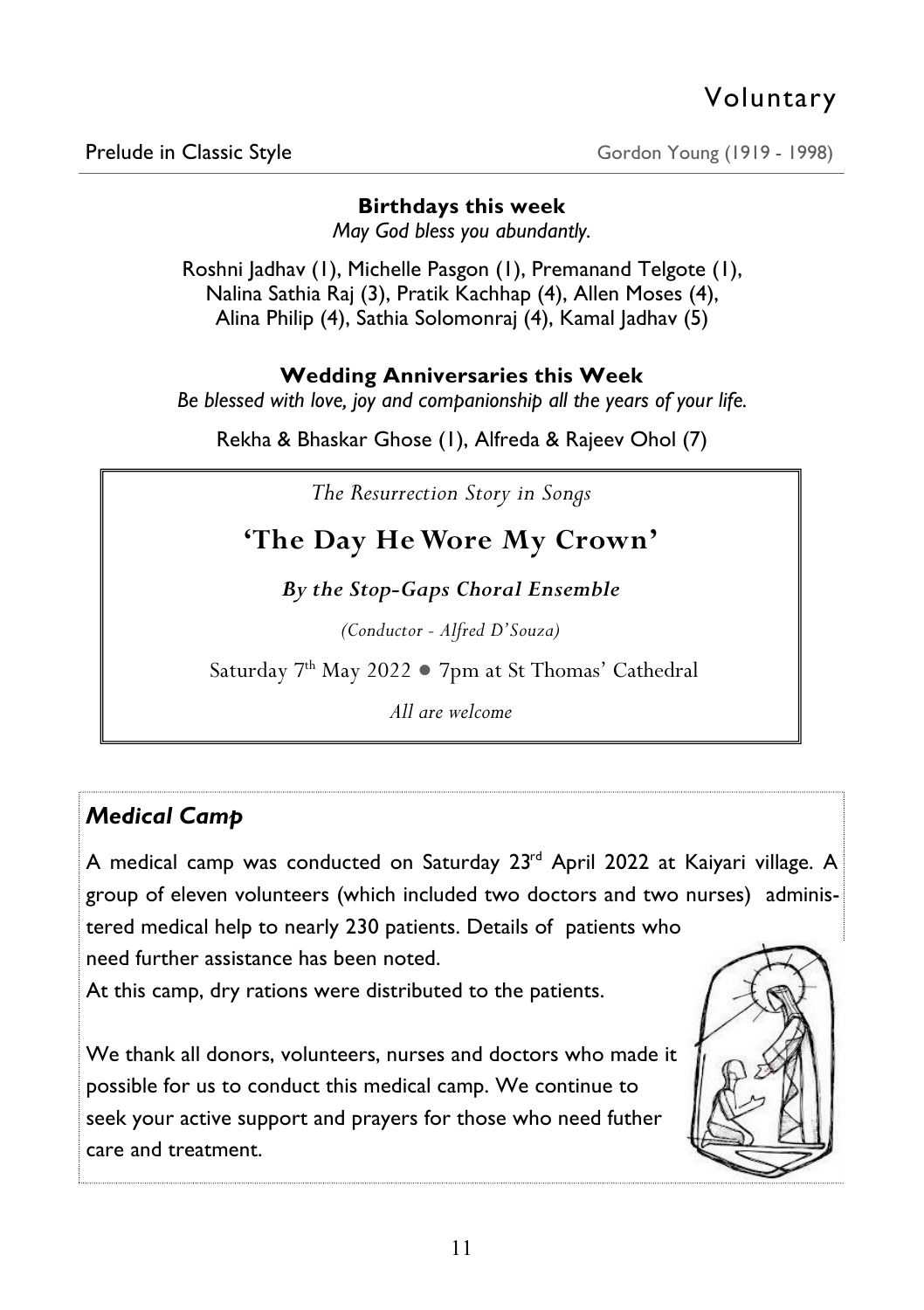# Voluntary

Prelude in Classic Style — Gordon Young (1919 - 1998)

---

**Birthdays this week**

*May God bless you abundantly.*

Roshni Jadhav (1), Michelle Pasgon (1), Premanand Telgote (1), Nalina Sathia Raj (3), Pratik Kachhap (4), Allen Moses (4), Alina Philip (4), Sathia Solomonraj (4), Kamal Jadhav (5)

**Wedding Anniversaries this Week**

*Be blessed with love, joy and companionship all the years of your life.*

Rekha & Bhaskar Ghose (1), Alfreda & Rajeev Ohol (7)

---

*The Resurrection Story in Songs*

## 'The Day He Wore My Crown'

***By the Stop-Gaps Choral Ensemble***

*(Conductor - Alfred D'Souza)*

Saturday 7th May 2022 ● 7pm at St Thomas' Cathedral

*All are welcome*

---

### *Medical Camp*

A medical camp was conducted on Saturday 23rd April 2022 at Kaiyari village. A group of eleven volunteers (which included two doctors and two nurses) administered medical help to nearly 230 patients. Details of patients who need further assistance has been noted.

At this camp, dry rations were distributed to the patients.

We thank all donors, volunteers, nurses and doctors who made it possible for us to conduct this medical camp. We continue to seek your active support and prayers for those who need futher care and treatment.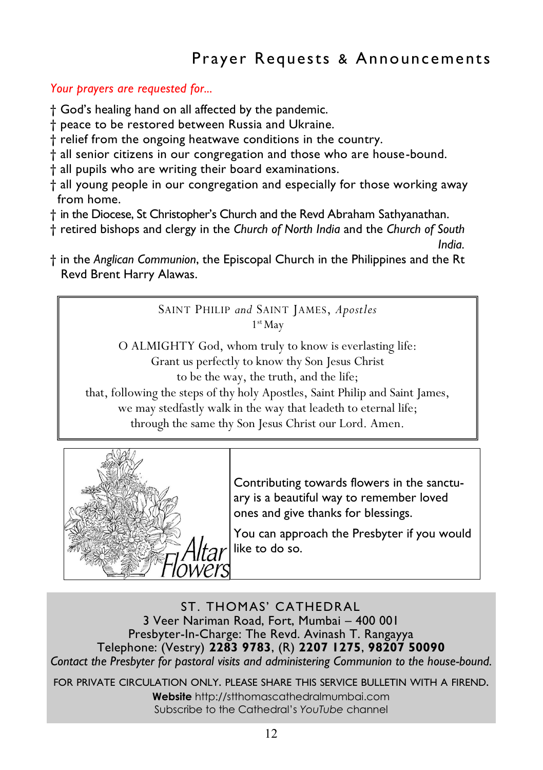# Prayer Requests & Announcements

*Your prayers are requested for...*

† God's healing hand on all affected by the pandemic.
† peace to be restored between Russia and Ukraine.
† relief from the ongoing heatwave conditions in the country.
† all senior citizens in our congregation and those who are house-bound.
† all pupils who are writing their board examinations.
† all young people in our congregation and especially for those working away from home.
† in the Diocese, St Christopher's Church and the Revd Abraham Sathyanathan.
† retired bishops and clergy in the *Church of North India* and the *Church of South India.*
† in the *Anglican Communion*, the Episcopal Church in the Philippines and the Rt Revd Brent Harry Alawas.

SAINT PHILIP *and* SAINT JAMES, *Apostles*
1st May

O ALMIGHTY God, whom truly to know is everlasting life:
Grant us perfectly to know thy Son Jesus Christ
to be the way, the truth, and the life;
that, following the steps of thy holy Apostles, Saint Philip and Saint James,
we may stedfastly walk in the way that leadeth to eternal life;
through the same thy Son Jesus Christ our Lord. Amen.

Altar Flowers

Contributing towards flowers in the sanctuary is a beautiful way to remember loved ones and give thanks for blessings.

You can approach the Presbyter if you would like to do so.

ST. THOMAS' CATHEDRAL
3 Veer Nariman Road, Fort, Mumbai – 400 001
Presbyter-In-Charge: The Revd. Avinash T. Rangayya
Telephone: (Vestry) **2283 9783**, (R) **2207 1275**, **98207 50090**
*Contact the Presbyter for pastoral visits and administering Communion to the house-bound.*

FOR PRIVATE CIRCULATION ONLY. PLEASE SHARE THIS SERVICE BULLETIN WITH A FIREND.
**Website** http://stthomascathedralmumbai.com
Subscribe to the Cathedral's *YouTube* channel